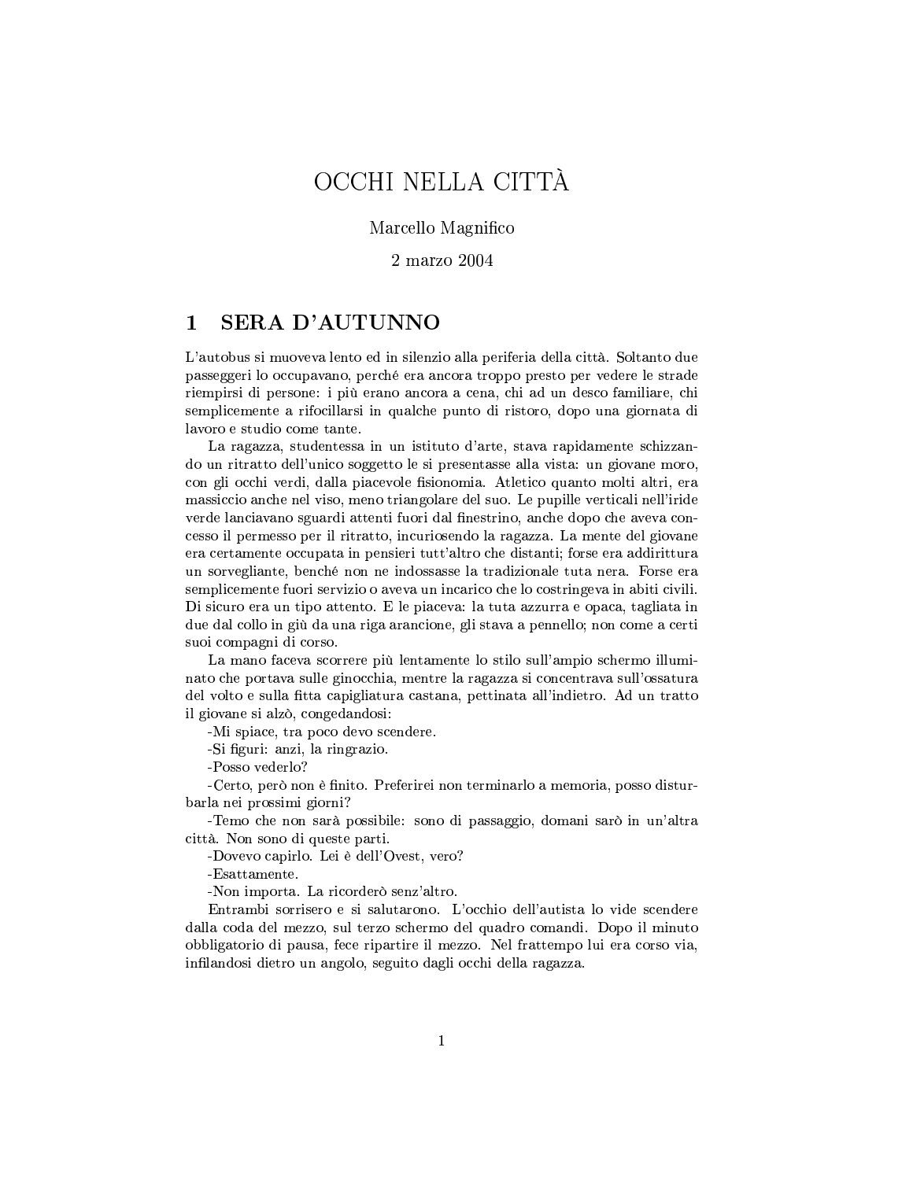# OCCHI NELLA CITTÀ

Marcello Magnifico

2 marzo 2004

## 1 SERA D'AUTUNNO

L'autobus si muoveva lento ed in silenzio alla periferia della città. Soltanto due passeggeri lo occupavano, perché era ancora troppo presto per vedere le strade riempirsi di persone: i più erano ancora a cena, chi ad un desco familiare, chi semplicemente a rifocillarsi in qualche punto di ristoro, dopo una giornata di lavoro e studio come tante.

La ragazza, studentessa in un istituto d'arte, stava rapidamente schizzando un ritratto dell'unico soggetto le si presentasse alla vista: un giovane moro, con gli occhi verdi, dalla piacevole fisionomia. Atletico quanto molti altri, era massiccio anche nel viso, meno triangolare del suo. Le pupille verticali nell'iride verde lanciavano sguardi attenti fuori dal finestrino, anche dopo che aveva concesso il permesso per il ritratto, incuriosendo la ragazza. La mente del giovane era certamente occupata in pensieri tutt'altro che distanti; forse era addirittura un sorvegliante, benché non ne indossasse la tradizionale tuta nera. Forse era semplicemente fuori servizio o aveva un incarico che lo costringeva in abiti civili. Di sicuro era un tipo attento. E le piaceva: la tuta azzurra e opaca, tagliata in due dal collo in giù da una riga arancione, gli stava a pennello; non come a certi suoi compagni di corso.

La mano faceva scorrere più lentamente lo stilo sull'ampio schermo illuminato che portava sulle ginocchia, mentre la ragazza si concentrava sull'ossatura del volto e sulla fitta capigliatura castana, pettinata all'indietro. Ad un tratto il giovane si alzò, congedandosi:

-Mi spiace, tra poco devo scendere.

-Si figuri: anzi, la ringrazio.

-Posso vederlo?

-Certo, però non è finito. Preferirei non terminarlo a memoria, posso disturbarla nei prossimi giorni?

-Temo che non sarà possibile: sono di passaggio, domani sarò in un'altra città. Non sono di queste parti.

-Dovevo capirlo. Lei è dell'Ovest, vero?

-Esattamente.

-Non importa. La ricorderò senz'altro.

Entrambi sorrisero e si salutarono. L'occhio dell'autista lo vide scendere dalla coda del mezzo, sul terzo schermo del quadro comandi. Dopo il minuto obbligatorio di pausa, fece ripartire il mezzo. Nel frattempo lui era corso via, infilandosi dietro un angolo, seguito dagli occhi della ragazza.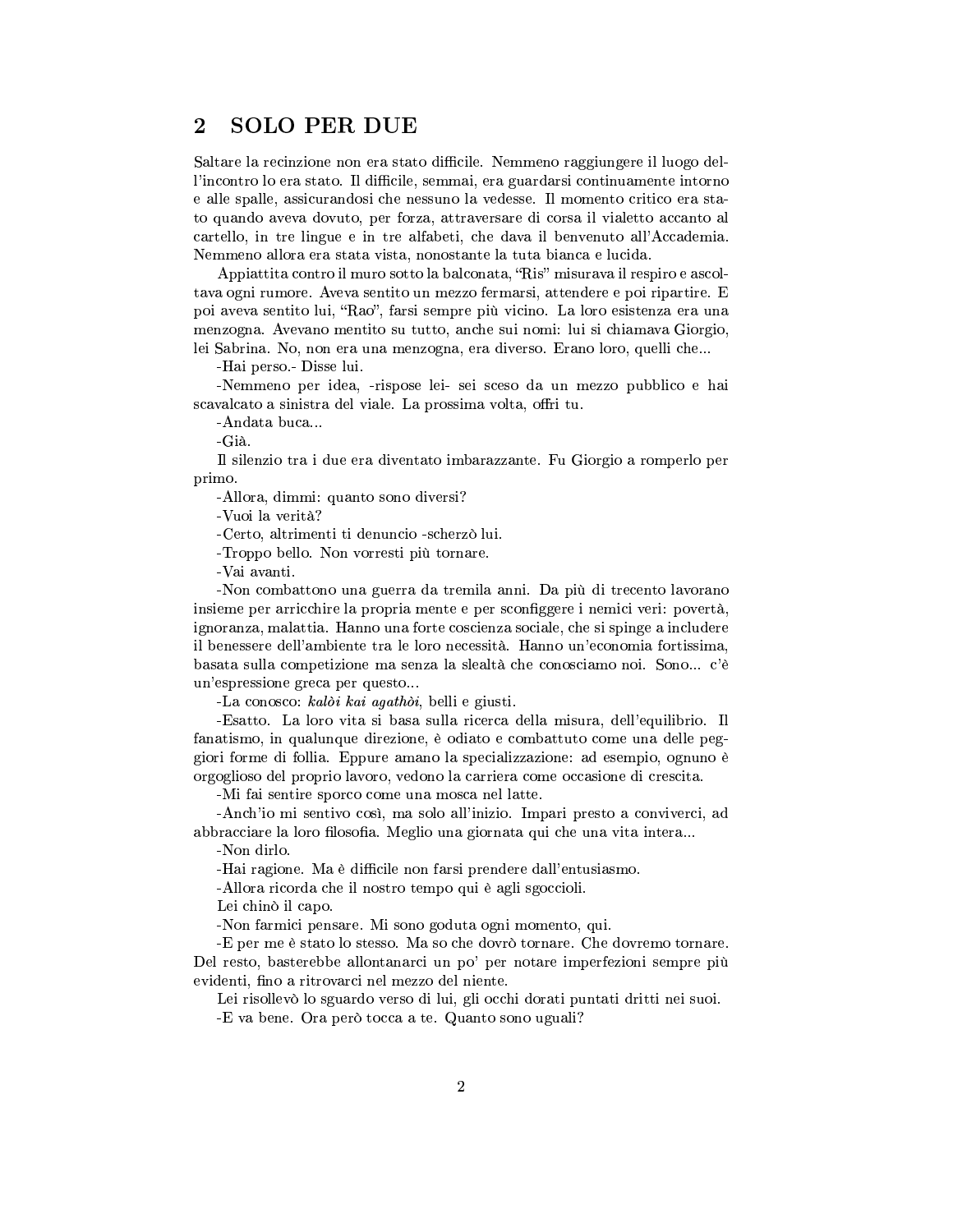## 2 SOLO PER DUE

Saltare la recinzione non era stato difficile. Nemmeno raggiungere il luogo dell'incontro lo era stato. Il difficile, semmai, era guardarsi continuamente intorno e alle spalle, assicurandosi che nessuno la vedesse. Il momento critico era stato quando aveva dovuto, per forza, attraversare di corsa il vialetto accanto al cartello, in tre lingue e in tre alfabeti, che dava il benvenuto all'Accademia. Nemmeno allora era stata vista, nonostante la tuta bianca e lucida.

Appiattita contro il muro sotto la balconata, "Ris" misurava il respiro e ascoltava ogni rumore. Aveva sentito un mezzo fermarsi, attendere e poi ripartire. E poi aveva sentito lui, "Rao", farsi sempre più vicino. La loro esistenza era una menzogna. Avevano mentito su tutto, anche sui nomi: lui si chiamava Giorgio, lei Sabrina. No, non era una menzogna, era diverso. Erano loro, quelli che...

-Hai perso.- Disse lui.

-Nemmeno per idea, -rispose lei- sei sceso da un mezzo pubblico e hai scavalcato a sinistra del viale. La prossima volta, offri tu.

-Andata buca...

-Già.

Il silenzio tra i due era diventato imbarazzante. Fu Giorgio a romperlo per primo.

-Allora, dimmi: quanto sono diversi?

-Vuoi la verità?

-Certo, altrimenti ti denuncio -scherzò lui.

-Troppo bello. Non vorresti più tornare.

-Vai avanti.

-Non combattono una guerra da tremila anni. Da più di trecento lavorano insieme per arricchire la propria mente e per sconfiggere i nemici veri: povertà, ignoranza, malattia. Hanno una forte coscienza sociale, che si spinge a includere il benessere dell'ambiente tra le loro necessità. Hanno un'economia fortissima, basata sulla competizione ma senza la slealtà che conosciamo noi. Sono... c'è un'espressione greca per questo...

-La conosco: ***kalòi kai agathòi***, belli e giusti.

-Esatto. La loro vita si basa sulla ricerca della misura, dell'equilibrio. Il fanatismo, in qualunque direzione, è odiato e combattuto come una delle peggiori forme di follia. Eppure amano la specializzazione: ad esempio, ognuno è orgoglioso del proprio lavoro, vedono la carriera come occasione di crescita.

-Mi fai sentire sporco come una mosca nel latte.

-Anch'io mi sentivo così, ma solo all'inizio. Impari presto a conviverci, ad abbracciare la loro filosofia. Meglio una giornata qui che una vita intera...

-Non dirlo.

-Hai ragione. Ma è difficile non farsi prendere dall'entusiasmo.

-Allora ricorda che il nostro tempo qui è agli sgoccioli.

Lei chinò il capo.

-Non farmici pensare. Mi sono goduta ogni momento, qui.

-E per me è stato lo stesso. Ma so che dovrò tornare. Che dovremo tornare. Del resto, basterebbe allontanarci un po' per notare imperfezioni sempre più evidenti, fino a ritrovarci nel mezzo del niente.

Lei risollevò lo sguardo verso di lui, gli occhi dorati puntati dritti nei suoi.

-E va bene. Ora però tocca a te. Quanto sono uguali?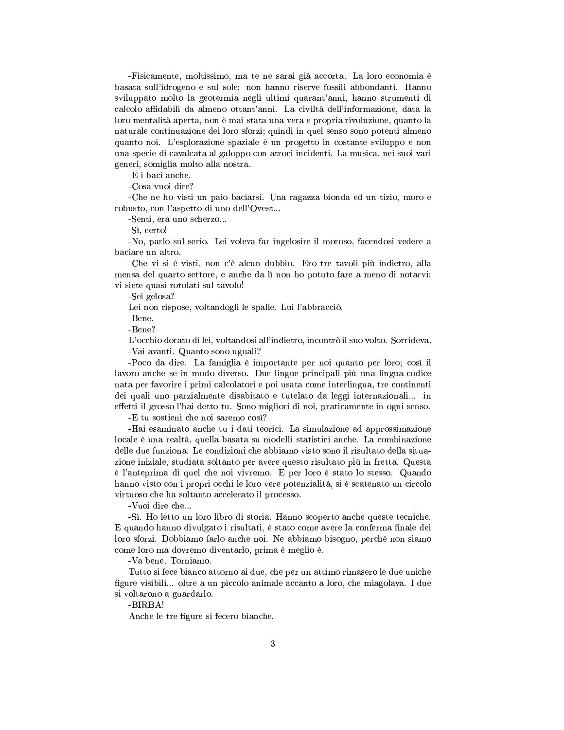-Fisicamente, moltissimo, ma te ne sarai già accorta. La loro economia è basata sull'idrogeno e sul sole: non hanno riserve fossili abbondanti. Hanno sviluppato molto la geotermia negli ultimi quarant'anni, hanno strumenti di calcolo affidabili da almeno ottant'anni. La civiltà dell'informazione, data la loro mentalità aperta, non è mai stata una vera e propria rivoluzione, quanto la naturale continuazione dei loro sforzi; quindi in quel senso sono potenti almeno quanto noi. L'esplorazione spaziale è un progetto in costante sviluppo e non una specie di cavalcata al galoppo con atroci incidenti. La musica, nei suoi vari generi, somiglia molto alla nostra.

-E i baci anche.

-Cosa vuoi dire?

-Che ne ho visti un paio baciarsi. Una ragazza bionda ed un tizio, moro e robusto, con l'aspetto di uno dell'Ovest...

-Senti, era uno scherzo...

-Sì, certo!

-No, parlo sul serio. Lei voleva far ingelosire il moroso, facendosi vedere a baciare un altro.

-Che vi si è visti, non c'è alcun dubbio. Ero tre tavoli più indietro, alla mensa del quarto settore, e anche da lì non ho potuto fare a meno di notarvi: vi siete quasi rotolati sul tavolo!

-Sei gelosa?

Lei non rispose, voltandogli le spalle. Lui l'abbracciò.

-Bene.

-Bene?

L'occhio dorato di lei, voltandosi all'indietro, incontrò il suo volto. Sorrideva.

-Vai avanti. Quanto sono uguali?

-Poco da dire. La famiglia è importante per noi quanto per loro; così il lavoro anche se in modo diverso. Due lingue principali più una lingua-codice nata per favorire i primi calcolatori e poi usata come interlingua, tre continenti dei quali uno parzialmente disabitato e tutelato da leggi internazionali... in effetti il grosso l'hai detto tu. Sono migliori di noi, praticamente in ogni senso.

-E tu sostieni che noi saremo così?

-Hai esaminato anche tu i dati teorici. La simulazione ad approssimazione locale è una realtà, quella basata su modelli statistici anche. La combinazione delle due funziona. Le condizioni che abbiamo visto sono il risultato della situazione iniziale, studiata soltanto per avere questo risultato più in fretta. Questa è l'anteprima di quel che noi vivremo. E per loro è stato lo stesso. Quando hanno visto con i propri occhi le loro vere potenzialità, si è scatenato un circolo virtuoso che ha soltanto accelerato il processo.

-Vuoi dire che...

-Sì. Ho letto un loro libro di storia. Hanno scoperto anche queste tecniche. E quando hanno divulgato i risultati, è stato come avere la conferma finale dei loro sforzi. Dobbiamo farlo anche noi. Ne abbiamo bisogno, perché non siamo come loro ma dovremo diventarlo, prima è meglio è.

-Va bene. Torniamo.

Tutto si fece bianco attorno ai due, che per un attimo rimasero le due uniche figure visibili... oltre a un piccolo animale accanto a loro, che miagolava. I due si voltarono a guardarlo.

-BIRBA!

Anche le tre figure si fecero bianche.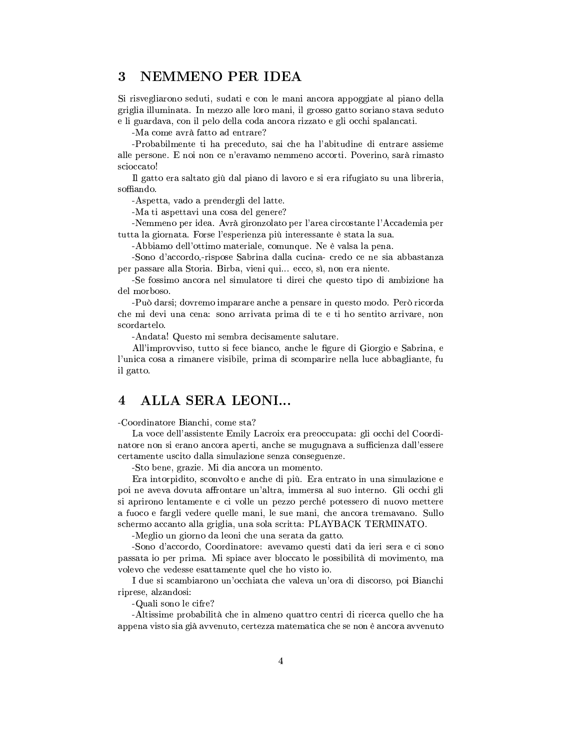## 3 NEMMENO PER IDEA

Si risvegliarono seduti, sudati e con le mani ancora appoggiate al piano della griglia illuminata. In mezzo alle loro mani, il grosso gatto soriano stava seduto e li guardava, con il pelo della coda ancora rizzato e gli occhi spalancati.

-Ma come avrà fatto ad entrare?

-Probabilmente ti ha preceduto, sai che ha l'abitudine di entrare assieme alle persone. E noi non ce n'eravamo nemmeno accorti. Poverino, sarà rimasto scioccato!

Il gatto era saltato giù dal piano di lavoro e si era rifugiato su una libreria, soffiando.

-Aspetta, vado a prendergli del latte.

-Ma ti aspettavi una cosa del genere?

-Nemmeno per idea. Avrà gironzolato per l'area circostante l'Accademia per tutta la giornata. Forse l'esperienza più interessante è stata la sua.

-Abbiamo dell'ottimo materiale, comunque. Ne è valsa la pena.

-Sono d'accordo,-rispose Sabrina dalla cucina- credo ce ne sia abbastanza per passare alla Storia. Birba, vieni qui... ecco, sì, non era niente.

-Se fossimo ancora nel simulatore ti direi che questo tipo di ambizione ha del morboso.

-Può darsi; dovremo imparare anche a pensare in questo modo. Però ricorda che mi devi una cena: sono arrivata prima di te e ti ho sentito arrivare, non scordartelo.

-Andata! Questo mi sembra decisamente salutare.

All'improvviso, tutto si fece bianco, anche le figure di Giorgio e Sabrina, e l'unica cosa a rimanere visibile, prima di scomparire nella luce abbagliante, fu il gatto.

## 4 ALLA SERA LEONI...

-Coordinatore Bianchi, come sta?

La voce dell'assistente Emily Lacroix era preoccupata: gli occhi del Coordinatore non si erano ancora aperti, anche se mugugnava a sufficienza dall'essere certamente uscito dalla simulazione senza conseguenze.

-Sto bene, grazie. Mi dia ancora un momento.

Era intorpidito, sconvolto e anche di più. Era entrato in una simulazione e poi ne aveva dovuta affrontare un'altra, immersa al suo interno. Gli occhi gli si aprirono lentamente e ci volle un pezzo perché potessero di nuovo mettere a fuoco e fargli vedere quelle mani, le sue mani, che ancora tremavano. Sullo schermo accanto alla griglia, una sola scritta: PLAYBACK TERMINATO.

-Meglio un giorno da leoni che una serata da gatto.

-Sono d'accordo, Coordinatore: avevamo questi dati da ieri sera e ci sono passata io per prima. Mi spiace aver bloccato le possibilità di movimento, ma volevo che vedesse esattamente quel che ho visto io.

I due si scambiarono un'occhiata che valeva un'ora di discorso, poi Bianchi riprese, alzandosi:

-Quali sono le cifre?

-Altissime probabilità che in almeno quattro centri di ricerca quello che ha appena visto sia già avvenuto, certezza matematica che se non è ancora avvenuto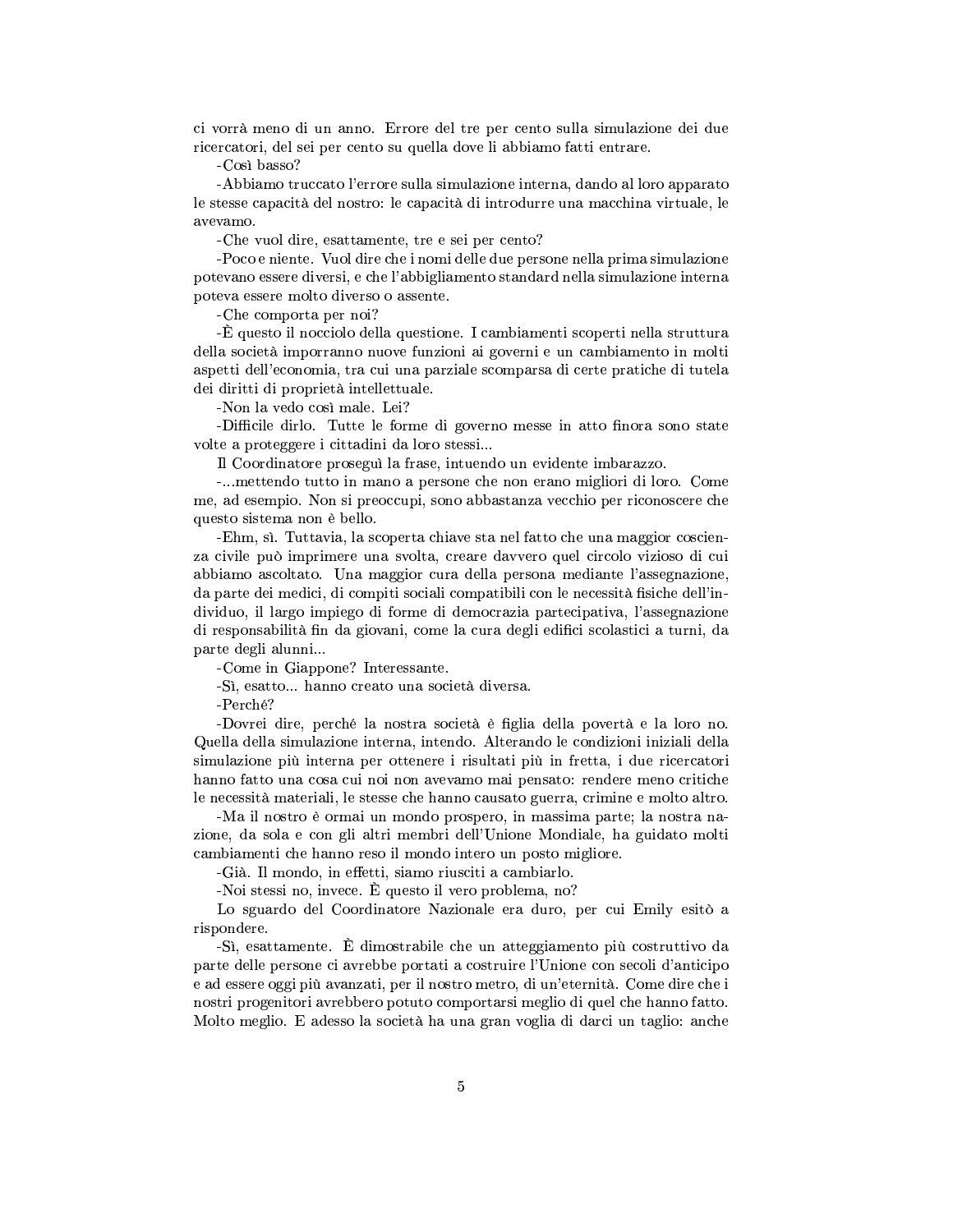ci vorrà meno di un anno. Errore del tre per cento sulla simulazione dei due ricercatori, del sei per cento su quella dove li abbiamo fatti entrare.

-Così basso?

-Abbiamo truccato l'errore sulla simulazione interna, dando al loro apparato le stesse capacità del nostro: le capacità di introdurre una macchina virtuale, le avevamo.

-Che vuol dire, esattamente, tre e sei per cento?

-Poco e niente. Vuol dire che i nomi delle due persone nella prima simulazione potevano essere diversi, e che l'abbigliamento standard nella simulazione interna poteva essere molto diverso o assente.

-Che comporta per noi?

-È questo il nocciolo della questione. I cambiamenti scoperti nella struttura della società imporranno nuove funzioni ai governi e un cambiamento in molti aspetti dell'economia, tra cui una parziale scomparsa di certe pratiche di tutela dei diritti di proprietà intellettuale.

-Non la vedo così male. Lei?

-Difficile dirlo. Tutte le forme di governo messe in atto finora sono state volte a proteggere i cittadini da loro stessi...

Il Coordinatore proseguì la frase, intuendo un evidente imbarazzo.

-...mettendo tutto in mano a persone che non erano migliori di loro. Come me, ad esempio. Non si preoccupi, sono abbastanza vecchio per riconoscere che questo sistema non è bello.

-Ehm, sì. Tuttavia, la scoperta chiave sta nel fatto che una maggior coscienza civile può imprimere una svolta, creare davvero quel circolo vizioso di cui abbiamo ascoltato. Una maggior cura della persona mediante l'assegnazione, da parte dei medici, di compiti sociali compatibili con le necessità fisiche dell'individuo, il largo impiego di forme di democrazia partecipativa, l'assegnazione di responsabilità fin da giovani, come la cura degli edifici scolastici a turni, da parte degli alunni...

-Come in Giappone? Interessante.

-Sì, esatto... hanno creato una società diversa.

-Perché?

-Dovrei dire, perché la nostra società è figlia della povertà e la loro no. Quella della simulazione interna, intendo. Alterando le condizioni iniziali della simulazione più interna per ottenere i risultati più in fretta, i due ricercatori hanno fatto una cosa cui noi non avevamo mai pensato: rendere meno critiche le necessità materiali, le stesse che hanno causato guerra, crimine e molto altro.

-Ma il nostro è ormai un mondo prospero, in massima parte; la nostra nazione, da sola e con gli altri membri dell'Unione Mondiale, ha guidato molti cambiamenti che hanno reso il mondo intero un posto migliore.

-Già. Il mondo, in effetti, siamo riusciti a cambiarlo.

-Noi stessi no, invece. È questo il vero problema, no?

Lo sguardo del Coordinatore Nazionale era duro, per cui Emily esitò a rispondere.

-Sì, esattamente. È dimostrabile che un atteggiamento più costruttivo da parte delle persone ci avrebbe portati a costruire l'Unione con secoli d'anticipo e ad essere oggi più avanzati, per il nostro metro, di un'eternità. Come dire che i nostri progenitori avrebbero potuto comportarsi meglio di quel che hanno fatto. Molto meglio. E adesso la società ha una gran voglia di darci un taglio: anche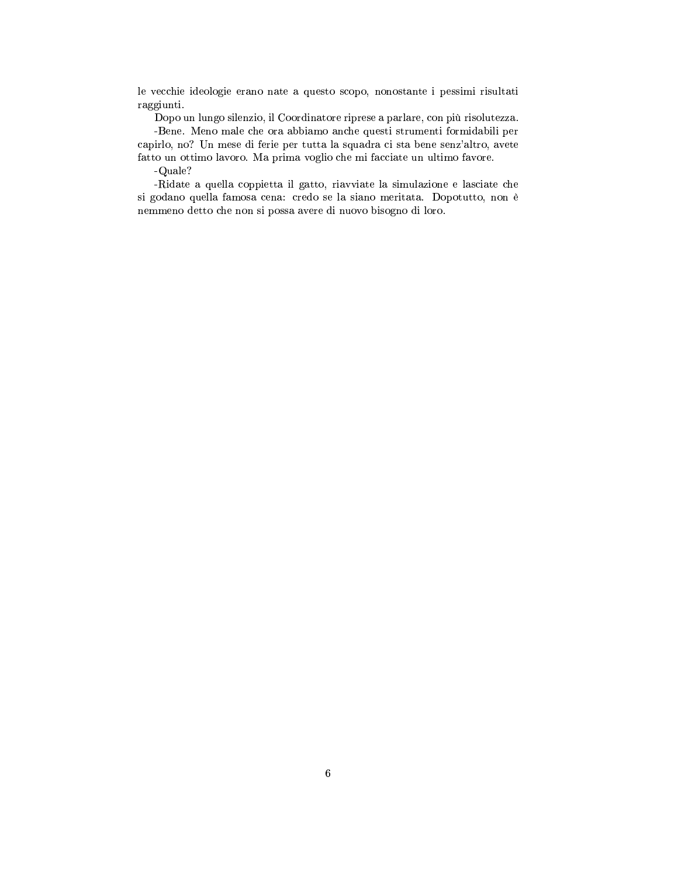le vecchie ideologie erano nate a questo scopo, nonostante i pessimi risultati raggiunti.

Dopo un lungo silenzio, il Coordinatore riprese a parlare, con più risolutezza.

-Bene. Meno male che ora abbiamo anche questi strumenti formidabili per capirlo, no? Un mese di ferie per tutta la squadra ci sta bene senz'altro, avete fatto un ottimo lavoro. Ma prima voglio che mi facciate un ultimo favore.

-Quale?

-Ridate a quella coppietta il gatto, riavviate la simulazione e lasciate che si godano quella famosa cena: credo se la siano meritata. Dopotutto, non è nemmeno detto che non si possa avere di nuovo bisogno di loro.